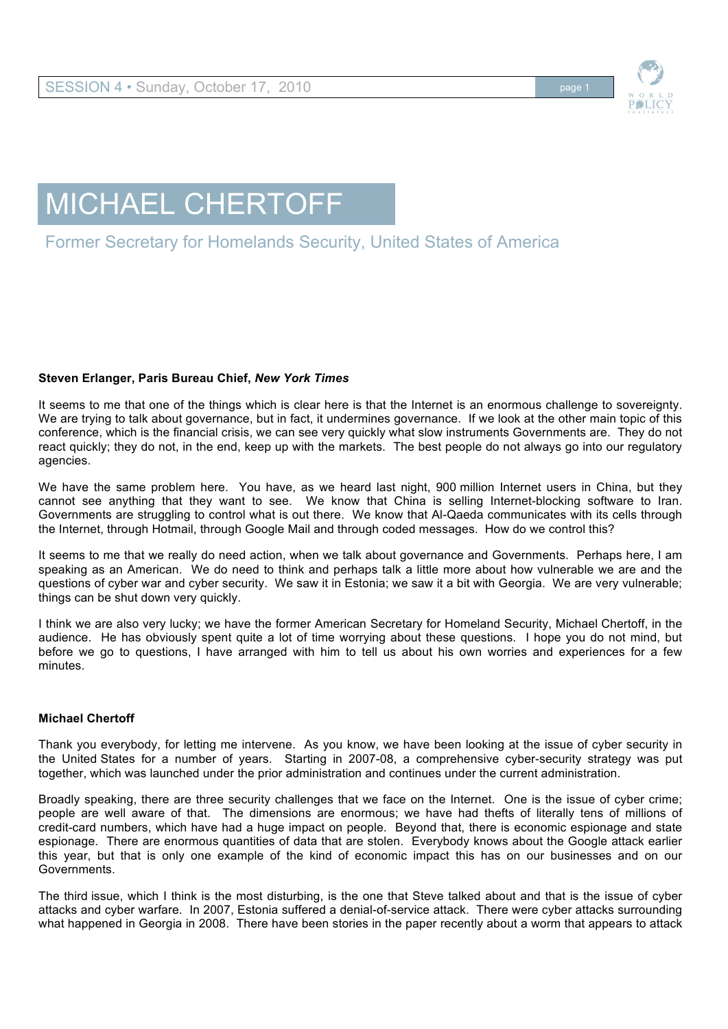# MICHAEL CHERTOFF

## Former Secretary for Homelands Security, United States of America

**Steven Erlanger, Paris Bureau Chief, *New York Times***

It seems to me that one of the things which is clear here is that the Internet is an enormous challenge to sovereignty. We are trying to talk about governance, but in fact, it undermines governance. If we look at the other main topic of this conference, which is the financial crisis, we can see very quickly what slow instruments Governments are. They do not react quickly; they do not, in the end, keep up with the markets. The best people do not always go into our regulatory agencies.

We have the same problem here. You have, as we heard last night, 900 million Internet users in China, but they cannot see anything that they want to see. We know that China is selling Internet-blocking software to Iran. Governments are struggling to control what is out there. We know that Al-Qaeda communicates with its cells through the Internet, through Hotmail, through Google Mail and through coded messages. How do we control this?

It seems to me that we really do need action, when we talk about governance and Governments. Perhaps here, I am speaking as an American. We do need to think and perhaps talk a little more about how vulnerable we are and the questions of cyber war and cyber security. We saw it in Estonia; we saw it a bit with Georgia. We are very vulnerable; things can be shut down very quickly.

I think we are also very lucky; we have the former American Secretary for Homeland Security, Michael Chertoff, in the audience. He has obviously spent quite a lot of time worrying about these questions. I hope you do not mind, but before we go to questions, I have arranged with him to tell us about his own worries and experiences for a few minutes.

**Michael Chertoff**

Thank you everybody, for letting me intervene. As you know, we have been looking at the issue of cyber security in the United States for a number of years. Starting in 2007-08, a comprehensive cyber-security strategy was put together, which was launched under the prior administration and continues under the current administration.

Broadly speaking, there are three security challenges that we face on the Internet. One is the issue of cyber crime; people are well aware of that. The dimensions are enormous; we have had thefts of literally tens of millions of credit-card numbers, which have had a huge impact on people. Beyond that, there is economic espionage and state espionage. There are enormous quantities of data that are stolen. Everybody knows about the Google attack earlier this year, but that is only one example of the kind of economic impact this has on our businesses and on our Governments.

The third issue, which I think is the most disturbing, is the one that Steve talked about and that is the issue of cyber attacks and cyber warfare. In 2007, Estonia suffered a denial-of-service attack. There were cyber attacks surrounding what happened in Georgia in 2008. There have been stories in the paper recently about a worm that appears to attack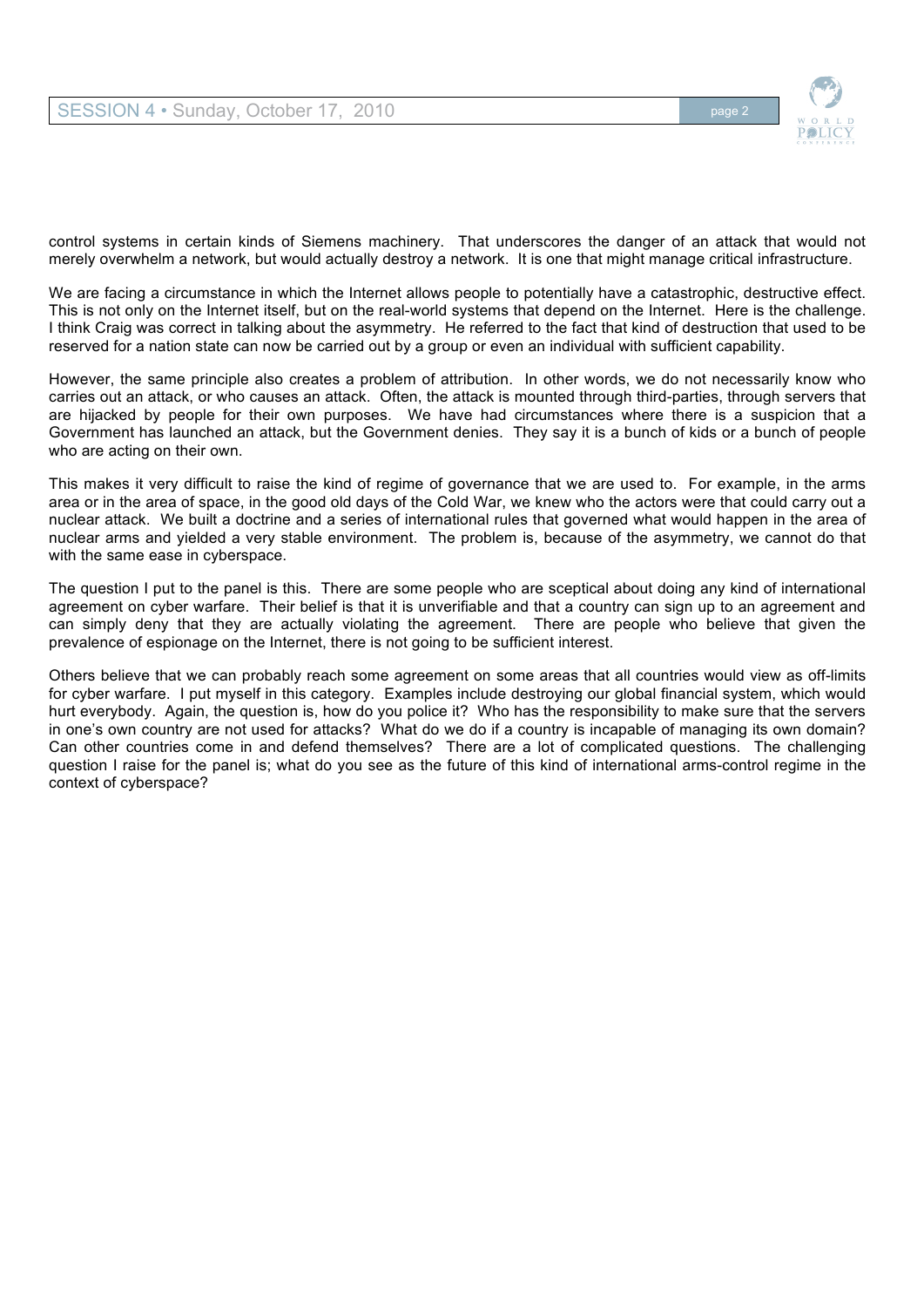control systems in certain kinds of Siemens machinery. That underscores the danger of an attack that would not merely overwhelm a network, but would actually destroy a network. It is one that might manage critical infrastructure.

We are facing a circumstance in which the Internet allows people to potentially have a catastrophic, destructive effect. This is not only on the Internet itself, but on the real-world systems that depend on the Internet. Here is the challenge. I think Craig was correct in talking about the asymmetry. He referred to the fact that kind of destruction that used to be reserved for a nation state can now be carried out by a group or even an individual with sufficient capability.

However, the same principle also creates a problem of attribution. In other words, we do not necessarily know who carries out an attack, or who causes an attack. Often, the attack is mounted through third-parties, through servers that are hijacked by people for their own purposes. We have had circumstances where there is a suspicion that a Government has launched an attack, but the Government denies. They say it is a bunch of kids or a bunch of people who are acting on their own.

This makes it very difficult to raise the kind of regime of governance that we are used to. For example, in the arms area or in the area of space, in the good old days of the Cold War, we knew who the actors were that could carry out a nuclear attack. We built a doctrine and a series of international rules that governed what would happen in the area of nuclear arms and yielded a very stable environment. The problem is, because of the asymmetry, we cannot do that with the same ease in cyberspace.

The question I put to the panel is this. There are some people who are sceptical about doing any kind of international agreement on cyber warfare. Their belief is that it is unverifiable and that a country can sign up to an agreement and can simply deny that they are actually violating the agreement. There are people who believe that given the prevalence of espionage on the Internet, there is not going to be sufficient interest.

Others believe that we can probably reach some agreement on some areas that all countries would view as off-limits for cyber warfare. I put myself in this category. Examples include destroying our global financial system, which would hurt everybody. Again, the question is, how do you police it? Who has the responsibility to make sure that the servers in one's own country are not used for attacks? What do we do if a country is incapable of managing its own domain? Can other countries come in and defend themselves? There are a lot of complicated questions. The challenging question I raise for the panel is; what do you see as the future of this kind of international arms-control regime in the context of cyberspace?